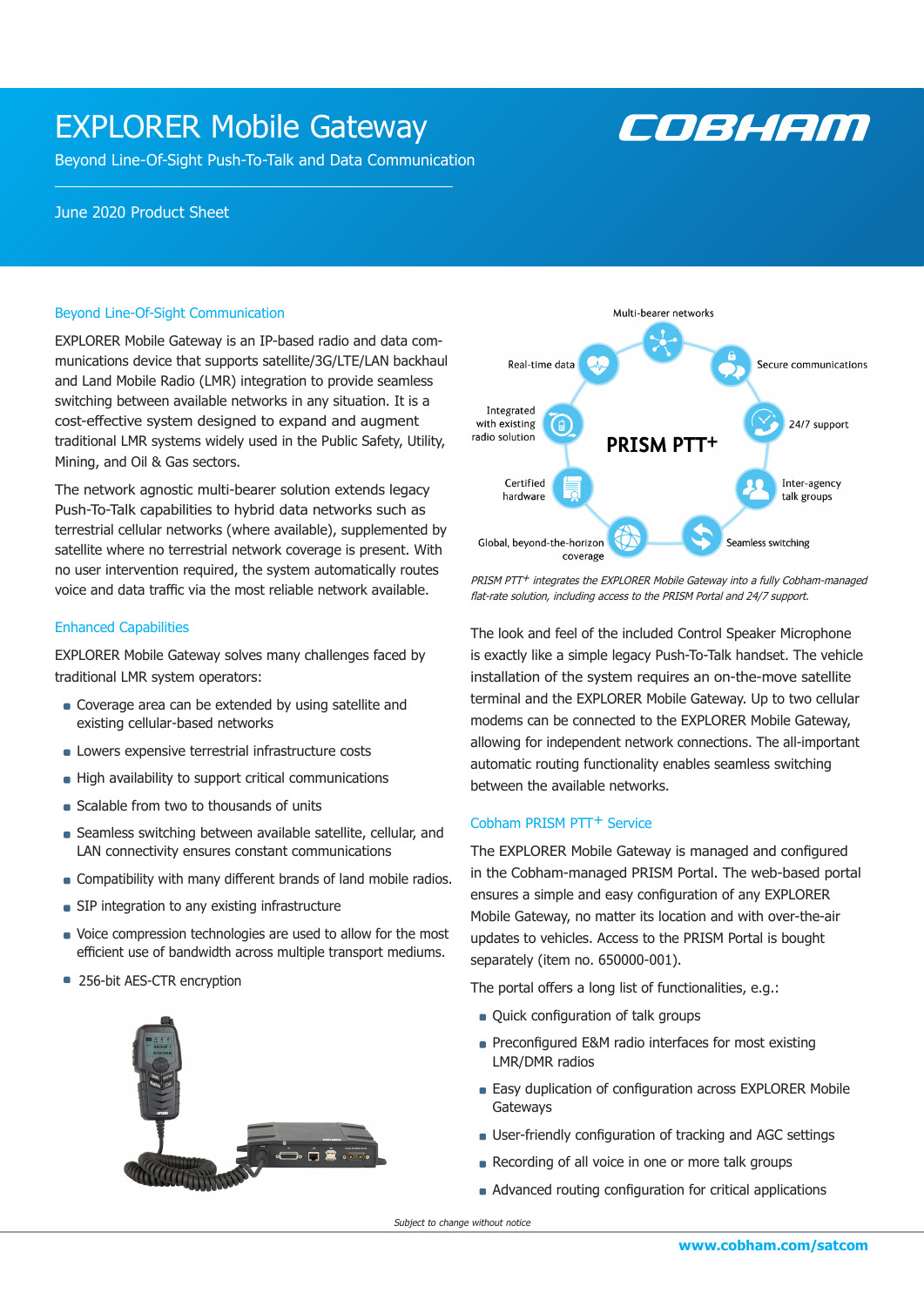# EXPLORER Mobile Gateway

Beyond Line-Of-Sight Push-To-Talk and Data Communication

June 2020 Product Sheet

## Beyond Line-Of-Sight Communication

EXPLORER Mobile Gateway is an IP-based radio and data communications device that supports satellite/3G/LTE/LAN backhaul and Land Mobile Radio (LMR) integration to provide seamless switching between available networks in any situation. It is a cost-effective system designed to expand and augment traditional LMR systems widely used in the Public Safety, Utility, Mining, and Oil & Gas sectors.

The network agnostic multi-bearer solution extends legacy Push-To-Talk capabilities to hybrid data networks such as terrestrial cellular networks (where available), supplemented by satellite where no terrestrial network coverage is present. With no user intervention required, the system automatically routes voice and data traffic via the most reliable network available.

## Enhanced Capabilities

EXPLORER Mobile Gateway solves many challenges faced by traditional LMR system operators:

- Coverage area can be extended by using satellite and existing cellular-based networks
- Lowers expensive terrestrial infrastructure costs
- High availability to support critical communications
- Scalable from two to thousands of units
- Seamless switching between available satellite, cellular, and LAN connectivity ensures constant communications
- Compatibility with many different brands of land mobile radios.
- SIP integration to any existing infrastructure
- Voice compression technologies are used to allow for the most efficient use of bandwidth across multiple transport mediums.
- 256-bit AES-CTR encryption

PRISM PTT+: Multi-bearer networks; Secure communications; 24/7 support; Inter-agency talk groups; Seamless switching; Global, beyond-the-horizon coverage; Certified hardware; Integrated with existing radio solution; Real-time data

*PRISM PTT+ integrates the EXPLORER Mobile Gateway into a fully Cobham-managed flat-rate solution, including access to the PRISM Portal and 24/7 support.*

The look and feel of the included Control Speaker Microphone is exactly like a simple legacy Push-To-Talk handset. The vehicle installation of the system requires an on-the-move satellite terminal and the EXPLORER Mobile Gateway. Up to two cellular modems can be connected to the EXPLORER Mobile Gateway, allowing for independent network connections. The all-important automatic routing functionality enables seamless switching between the available networks.

## Cobham PRISM PTT+ Service

The EXPLORER Mobile Gateway is managed and configured in the Cobham-managed PRISM Portal. The web-based portal ensures a simple and easy configuration of any EXPLORER Mobile Gateway, no matter its location and with over-the-air updates to vehicles. Access to the PRISM Portal is bought separately (item no. 650000-001).

The portal offers a long list of functionalities, e.g.:

- Quick configuration of talk groups
- Preconfigured E&M radio interfaces for most existing LMR/DMR radios
- Easy duplication of configuration across EXPLORER Mobile Gateways
- User-friendly configuration of tracking and AGC settings
- Recording of all voice in one or more talk groups
- Advanced routing configuration for critical applications

*Subject to change without notice*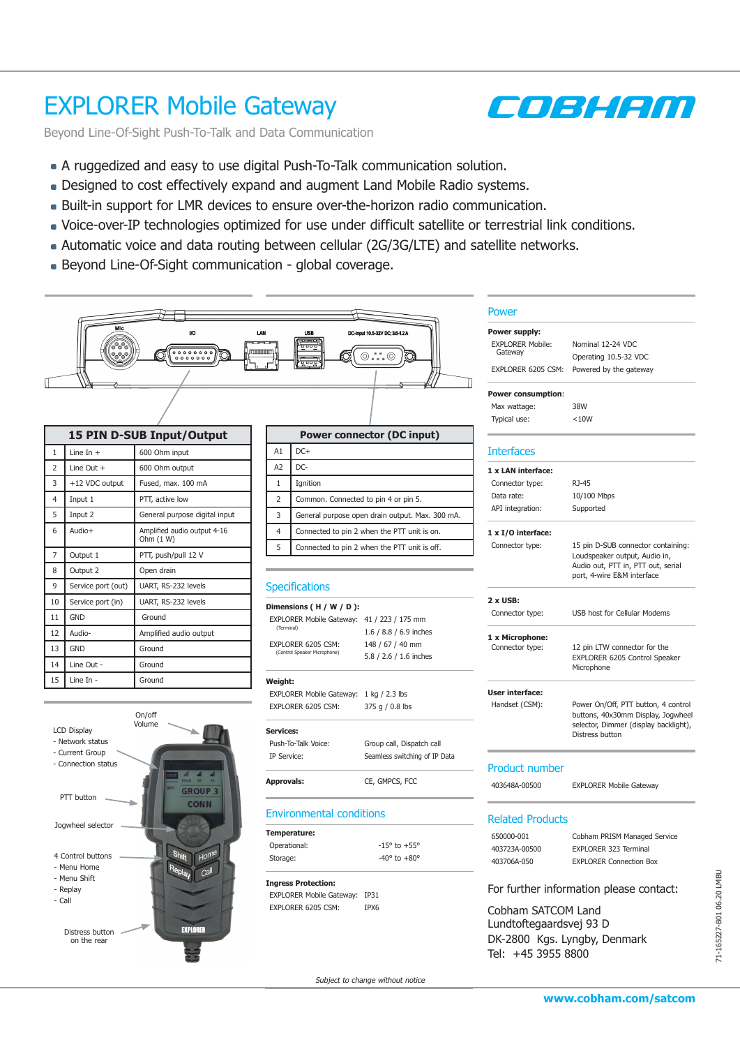# EXPLORER Mobile Gateway

COBHAM

Beyond Line-Of-Sight Push-To-Talk and Data Communication

- A ruggedized and easy to use digital Push-To-Talk communication solution.
- Designed to cost effectively expand and augment Land Mobile Radio systems.
- Built-in support for LMR devices to ensure over-the-horizon radio communication.
- Voice-over-IP technologies optimized for use under difficult satellite or terrestrial link conditions.
- Automatic voice and data routing between cellular (2G/3G/LTE) and satellite networks.
- Beyond Line-Of-Sight communication - global coverage.

Mic
I/O
LAN
USB
DC-Input 10.5-32V DC;3.6-1.2 A

| 15 PIN D-SUB Input/Output | | |
|---|---|---|
| 1 | Line In + | 600 Ohm input |
| 2 | Line Out + | 600 Ohm output |
| 3 | +12 VDC output | Fused, max. 100 mA |
| 4 | Input 1 | PTT, active low |
| 5 | Input 2 | General purpose digital input |
| 6 | Audio+ | Amplified audio output 4-16 Ohm (1 W) |
| 7 | Output 1 | PTT, push/pull 12 V |
| 8 | Output 2 | Open drain |
| 9 | Service port (out) | UART, RS-232 levels |
| 10 | Service port (in) | UART, RS-232 levels |
| 11 | GND | Ground |
| 12 | Audio- | Amplified audio output |
| 13 | GND | Ground |
| 14 | Line Out - | Ground |
| 15 | Line In - | Ground |

| Power connector (DC input) | |
|---|---|
| A1 | DC+ |
| A2 | DC- |
| 1 | Ignition |
| 2 | Common. Connected to pin 4 or pin 5. |
| 3 | General purpose open drain output. Max. 300 mA. |
| 4 | Connected to pin 2 when the PTT unit is on. |
| 5 | Connected to pin 2 when the PTT unit is off. |

LCD Display
- Network status
- Current Group
- Connection status

On/off
Volume

PTT button

Jogwheel selector

4 Control buttons
- Menu Home
- Menu Shift
- Replay
- Call

Distress button on the rear

## Specifications

**Dimensions ( H / W / D ):**

| | |
|---|---|
| EXPLORER Mobile Gateway: (Terminal) | 41 / 223 / 175 mm |
| | 1.6 / 8.8 / 6.9 inches |
| EXPLORER 6205 CSM: (Control Speaker Microphone) | 148 / 67 / 40 mm |
| | 5.8 / 2.6 / 1.6 inches |

**Weight:**

| | |
|---|---|
| EXPLORER Mobile Gateway: | 1 kg / 2.3 lbs |
| EXPLORER 6205 CSM: | 375 g / 0.8 lbs |

**Services:**

| | |
|---|---|
| Push-To-Talk Voice: | Group call, Dispatch call |
| IP Service: | Seamless switching of IP Data |

**Approvals:** CE, GMPCS, FCC

## Environmental conditions

**Temperature:**

| | |
|---|---|
| Operational: | -15° to +55° |
| Storage: | -40° to +80° |

**Ingress Protection:**

| | |
|---|---|
| EXPLORER Mobile Gateway: | IP31 |
| EXPLORER 6205 CSM: | IPX6 |

*Subject to change without notice*

## Power

**Power supply:**

| | |
|---|---|
| EXPLORER Mobile: Gateway | Nominal 12-24 VDC |
| | Operating 10.5-32 VDC |
| EXPLORER 6205 CSM: | Powered by the gateway |

**Power consumption:**

| | |
|---|---|
| Max wattage: | 38W |
| Typical use: | <10W |

## Interfaces

**1 x LAN interface:**

| | |
|---|---|
| Connector type: | RJ-45 |
| Data rate: | 10/100 Mbps |
| API integration: | Supported |

**1 x I/O interface:**

| | |
|---|---|
| Connector type: | 15 pin D-SUB connector containing: Loudspeaker output, Audio in, Audio out, PTT in, PTT out, serial port, 4-wire E&M interface |

**2 x USB:**

| | |
|---|---|
| Connector type: | USB host for Cellular Modems |

**1 x Microphone:**

| | |
|---|---|
| Connector type: | 12 pin LTW connector for the EXPLORER 6205 Control Speaker Microphone |

**User interface:**

| | |
|---|---|
| Handset (CSM): | Power On/Off, PTT button, 4 control buttons, 40x30mm Display, Jogwheel selector, Dimmer (display backlight), Distress button |

## Product number

| | |
|---|---|
| 403648A-00500 | EXPLORER Mobile Gateway |

## Related Products

| | |
|---|---|
| 650000-001 | Cobham PRISM Managed Service |
| 403723A-00500 | EXPLORER 323 Terminal |
| 403706A-050 | EXPLORER Connection Box |

For further information please contact:

Cobham SATCOM Land
Lundtoftegaardsvej 93 D
DK-2800 Kgs. Lyngby, Denmark
Tel: +45 3955 8800

71-165227-B01 06.20 LMBU

**www.cobham.com/satcom**